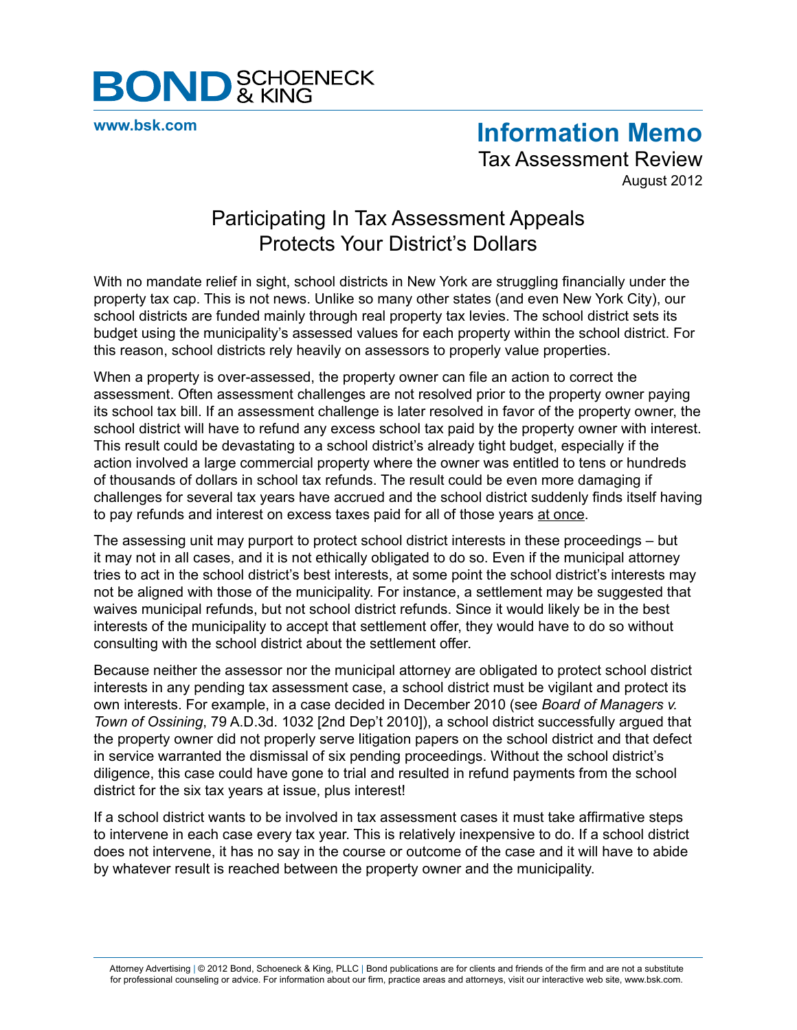# BOND SCHOENECK & KING

www.bsk.com

## Information Memo

Tax Assessment Review

August 2012

## Participating In Tax Assessment Appeals Protects Your District's Dollars

With no mandate relief in sight, school districts in New York are struggling financially under the property tax cap. This is not news. Unlike so many other states (and even New York City), our school districts are funded mainly through real property tax levies. The school district sets its budget using the municipality's assessed values for each property within the school district. For this reason, school districts rely heavily on assessors to properly value properties.

When a property is over-assessed, the property owner can file an action to correct the assessment. Often assessment challenges are not resolved prior to the property owner paying its school tax bill. If an assessment challenge is later resolved in favor of the property owner, the school district will have to refund any excess school tax paid by the property owner with interest. This result could be devastating to a school district's already tight budget, especially if the action involved a large commercial property where the owner was entitled to tens or hundreds of thousands of dollars in school tax refunds. The result could be even more damaging if challenges for several tax years have accrued and the school district suddenly finds itself having to pay refunds and interest on excess taxes paid for all of those years at once.

The assessing unit may purport to protect school district interests in these proceedings – but it may not in all cases, and it is not ethically obligated to do so. Even if the municipal attorney tries to act in the school district's best interests, at some point the school district's interests may not be aligned with those of the municipality. For instance, a settlement may be suggested that waives municipal refunds, but not school district refunds. Since it would likely be in the best interests of the municipality to accept that settlement offer, they would have to do so without consulting with the school district about the settlement offer.

Because neither the assessor nor the municipal attorney are obligated to protect school district interests in any pending tax assessment case, a school district must be vigilant and protect its own interests. For example, in a case decided in December 2010 (see *Board of Managers v. Town of Ossining*, 79 A.D.3d. 1032 [2nd Dep't 2010]), a school district successfully argued that the property owner did not properly serve litigation papers on the school district and that defect in service warranted the dismissal of six pending proceedings. Without the school district's diligence, this case could have gone to trial and resulted in refund payments from the school district for the six tax years at issue, plus interest!

If a school district wants to be involved in tax assessment cases it must take affirmative steps to intervene in each case every tax year. This is relatively inexpensive to do. If a school district does not intervene, it has no say in the course or outcome of the case and it will have to abide by whatever result is reached between the property owner and the municipality.

Attorney Advertising | © 2012 Bond, Schoeneck & King, PLLC | Bond publications are for clients and friends of the firm and are not a substitute for professional counseling or advice. For information about our firm, practice areas and attorneys, visit our interactive web site, www.bsk.com.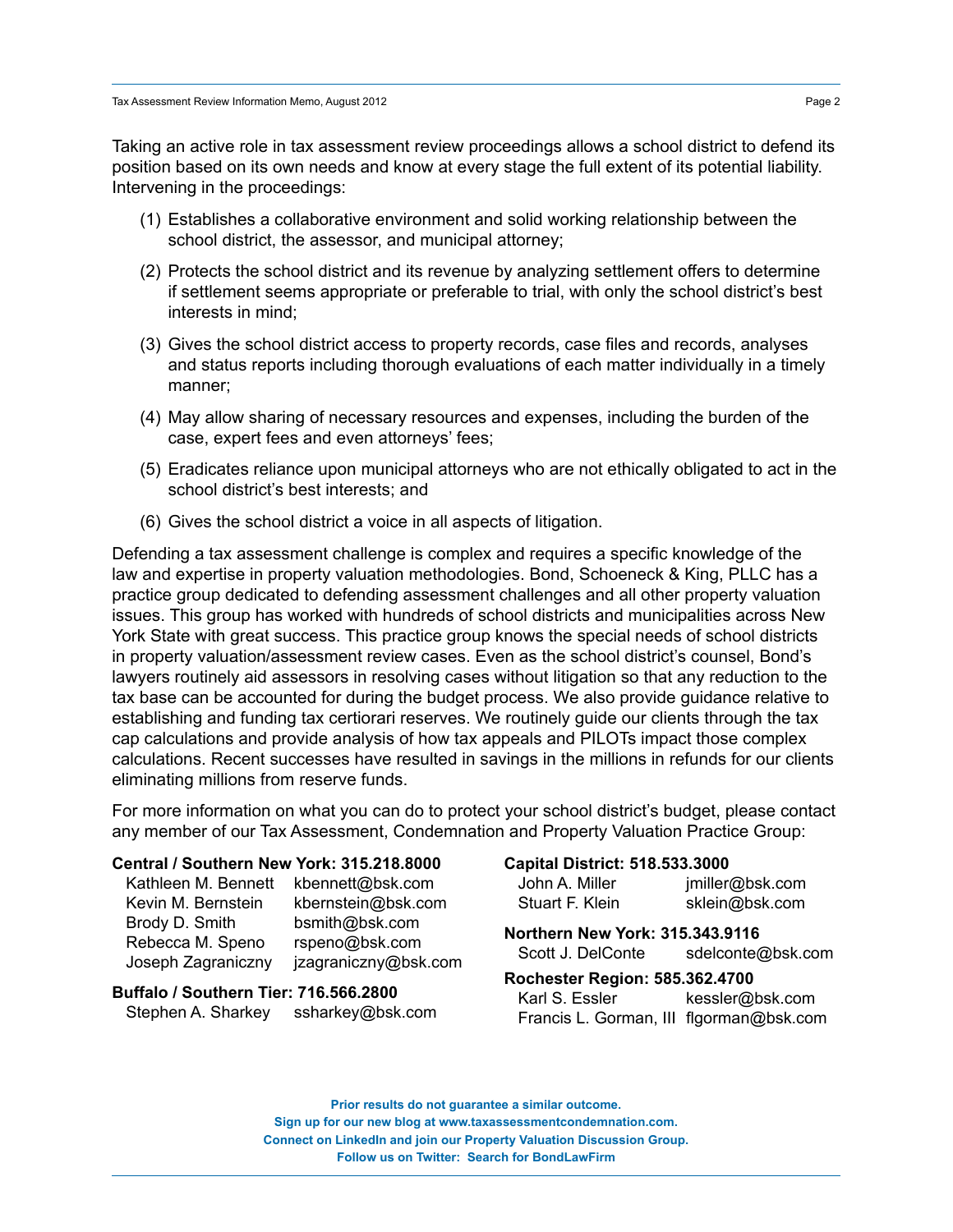Taking an active role in tax assessment review proceedings allows a school district to defend its position based on its own needs and know at every stage the full extent of its potential liability. Intervening in the proceedings:

(1) Establishes a collaborative environment and solid working relationship between the school district, the assessor, and municipal attorney;

(2) Protects the school district and its revenue by analyzing settlement offers to determine if settlement seems appropriate or preferable to trial, with only the school district's best interests in mind;

(3) Gives the school district access to property records, case files and records, analyses and status reports including thorough evaluations of each matter individually in a timely manner;

(4) May allow sharing of necessary resources and expenses, including the burden of the case, expert fees and even attorneys' fees;

(5) Eradicates reliance upon municipal attorneys who are not ethically obligated to act in the school district's best interests; and

(6) Gives the school district a voice in all aspects of litigation.

Defending a tax assessment challenge is complex and requires a specific knowledge of the law and expertise in property valuation methodologies. Bond, Schoeneck & King, PLLC has a practice group dedicated to defending assessment challenges and all other property valuation issues. This group has worked with hundreds of school districts and municipalities across New York State with great success. This practice group knows the special needs of school districts in property valuation/assessment review cases. Even as the school district's counsel, Bond's lawyers routinely aid assessors in resolving cases without litigation so that any reduction to the tax base can be accounted for during the budget process. We also provide guidance relative to establishing and funding tax certiorari reserves. We routinely guide our clients through the tax cap calculations and provide analysis of how tax appeals and PILOTs impact those complex calculations. Recent successes have resulted in savings in the millions in refunds for our clients eliminating millions from reserve funds.

For more information on what you can do to protect your school district's budget, please contact any member of our Tax Assessment, Condemnation and Property Valuation Practice Group:

**Central / Southern New York: 315.218.8000**

| | |
|---|---|
| Kathleen M. Bennett | kbennett@bsk.com |
| Kevin M. Bernstein | kbernstein@bsk.com |
| Brody D. Smith | bsmith@bsk.com |
| Rebecca M. Speno | rspeno@bsk.com |
| Joseph Zagraniczny | jzagraniczny@bsk.com |

**Buffalo / Southern Tier: 716.566.2800**

| | |
|---|---|
| Stephen A. Sharkey | ssharkey@bsk.com |

**Capital District: 518.533.3000**

| | |
|---|---|
| John A. Miller | jmiller@bsk.com |
| Stuart F. Klein | sklein@bsk.com |

**Northern New York: 315.343.9116**

| | |
|---|---|
| Scott J. DelConte | sdelconte@bsk.com |

**Rochester Region: 585.362.4700**

| | |
|---|---|
| Karl S. Essler | kessler@bsk.com |
| Francis L. Gorman, III | flgorman@bsk.com |

**Prior results do not guarantee a similar outcome.**
**Sign up for our new blog at www.taxassessmentcondemnation.com.**
**Connect on LinkedIn and join our Property Valuation Discussion Group.**
**Follow us on Twitter: Search for BondLawFirm**